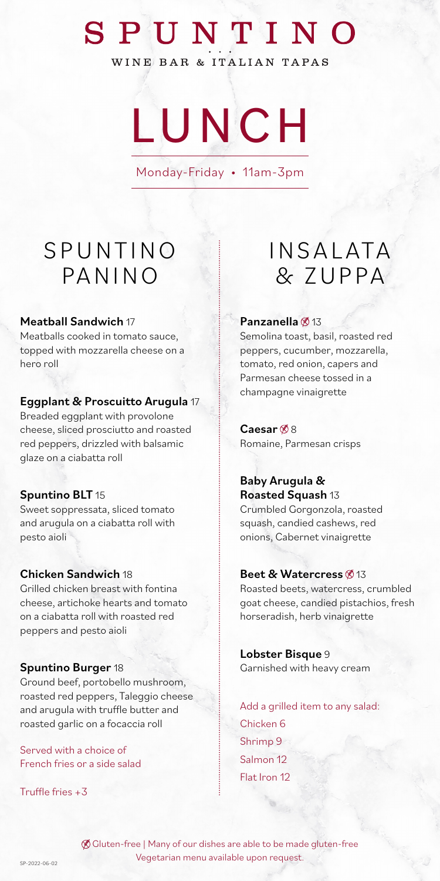# SPUNTINO

WINE BAR & ITALIAN TAPAS

# LUNCH

Monday-Friday • 11am-3pm

## SPUNTINO PANINO

**Meatball Sandwich** 17
Meatballs cooked in tomato sauce, topped with mozzarella cheese on a hero roll

**Eggplant & Proscuitto Arugula** 17
Breaded eggplant with provolone cheese, sliced prosciutto and roasted red peppers, drizzled with balsamic glaze on a ciabatta roll

**Spuntino BLT** 15
Sweet soppressata, sliced tomato and arugula on a ciabatta roll with pesto aioli

**Chicken Sandwich** 18
Grilled chicken breast with fontina cheese, artichoke hearts and tomato on a ciabatta roll with roasted red peppers and pesto aioli

**Spuntino Burger** 18
Ground beef, portobello mushroom, roasted red peppers, Taleggio cheese and arugula with truffle butter and roasted garlic on a focaccia roll

Served with a choice of French fries or a side salad

Truffle fries +3

## INSALATA & ZUPPA

**Panzanella** ⊘ 13
Semolina toast, basil, roasted red peppers, cucumber, mozzarella, tomato, red onion, capers and Parmesan cheese tossed in a champagne vinaigrette

**Caesar** ⊘ 8
Romaine, Parmesan crisps

**Baby Arugula & Roasted Squash** 13
Crumbled Gorgonzola, roasted squash, candied cashews, red onions, Cabernet vinaigrette

**Beet & Watercress** ⊘ 13
Roasted beets, watercress, crumbled goat cheese, candied pistachios, fresh horseradish, herb vinaigrette

**Lobster Bisque** 9
Garnished with heavy cream

Add a grilled item to any salad:
Chicken 6
Shrimp 9
Salmon 12
Flat Iron 12

⊘ Gluten-free | Many of our dishes are able to be made gluten-free
Vegetarian menu available upon request.

SP-2022-06-02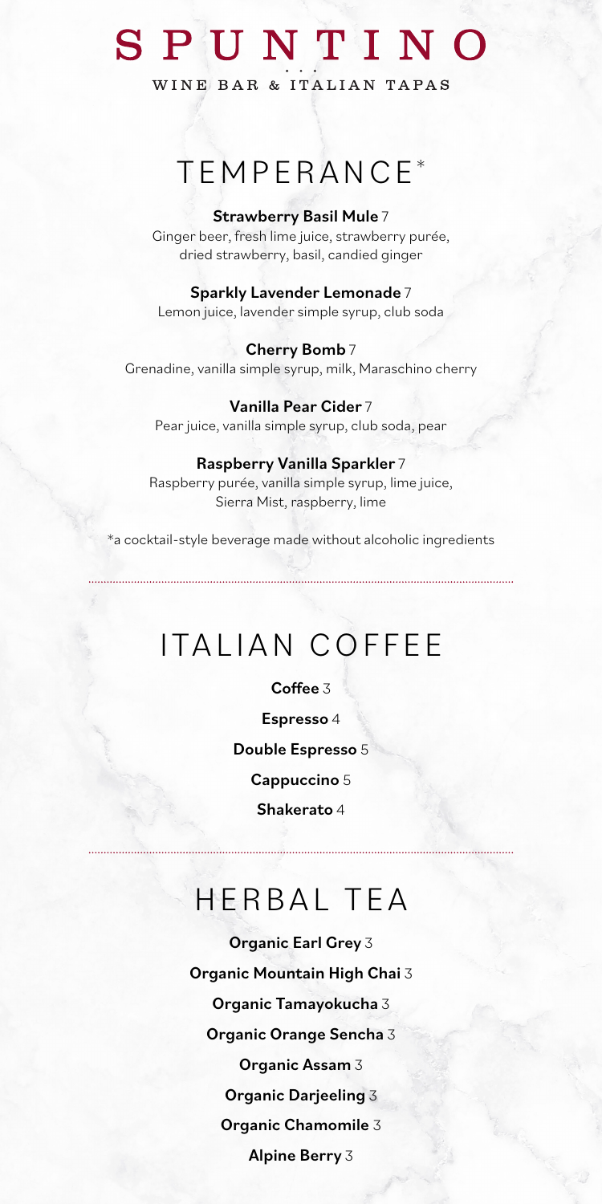# SPUNTINO

WINE BAR & ITALIAN TAPAS

## TEMPERANCE*

**Strawberry Basil Mule** 7
Ginger beer, fresh lime juice, strawberry purée, dried strawberry, basil, candied ginger

**Sparkly Lavender Lemonade** 7
Lemon juice, lavender simple syrup, club soda

**Cherry Bomb** 7
Grenadine, vanilla simple syrup, milk, Maraschino cherry

**Vanilla Pear Cider** 7
Pear juice, vanilla simple syrup, club soda, pear

**Raspberry Vanilla Sparkler** 7
Raspberry purée, vanilla simple syrup, lime juice, Sierra Mist, raspberry, lime

*a cocktail-style beverage made without alcoholic ingredients

## ITALIAN COFFEE

**Coffee** 3

**Espresso** 4

**Double Espresso** 5

**Cappuccino** 5

**Shakerato** 4

## HERBAL TEA

**Organic Earl Grey** 3

**Organic Mountain High Chai** 3

**Organic Tamayokucha** 3

**Organic Orange Sencha** 3

**Organic Assam** 3

**Organic Darjeeling** 3

**Organic Chamomile** 3

**Alpine Berry** 3